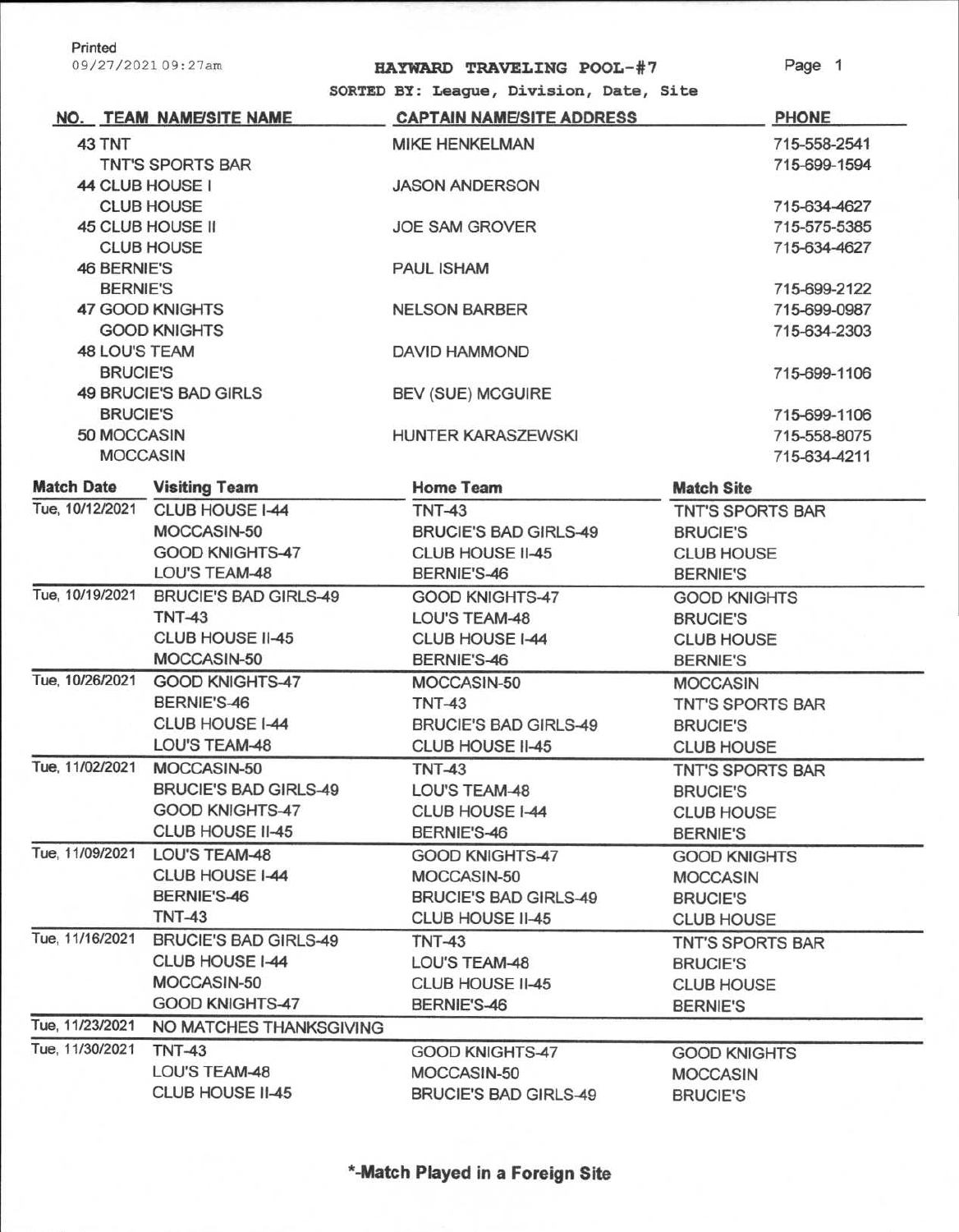Printed
09/27/2021 09:27am

# HAYWARD TRAVELING POOL-#7

SORTED BY: League, Division, Date, Site

| NO. | TEAM NAME/SITE NAME | CAPTAIN NAME/SITE ADDRESS | PHONE |
|---|---|---|---|
| 43 | TNT | MIKE HENKELMAN | 715-558-2541 |
| | TNT'S SPORTS BAR | | 715-699-1594 |
| 44 | CLUB HOUSE I | JASON ANDERSON | |
| | CLUB HOUSE | | 715-634-4627 |
| 45 | CLUB HOUSE II | JOE SAM GROVER | 715-575-5385 |
| | CLUB HOUSE | | 715-634-4627 |
| 46 | BERNIE'S | PAUL ISHAM | |
| | BERNIE'S | | 715-699-2122 |
| 47 | GOOD KNIGHTS | NELSON BARBER | 715-699-0987 |
| | GOOD KNIGHTS | | 715-634-2303 |
| 48 | LOU'S TEAM | DAVID HAMMOND | |
| | BRUCIE'S | | 715-699-1106 |
| 49 | BRUCIE'S BAD GIRLS | BEV (SUE) MCGUIRE | |
| | BRUCIE'S | | 715-699-1106 |
| 50 | MOCCASIN | HUNTER KARASZEWSKI | 715-558-8075 |
| | MOCCASIN | | 715-634-4211 |

| Match Date | Visiting Team | Home Team | Match Site |
|---|---|---|---|
| Tue, 10/12/2021 | CLUB HOUSE I-44 | TNT-43 | TNT'S SPORTS BAR |
| | MOCCASIN-50 | BRUCIE'S BAD GIRLS-49 | BRUCIE'S |
| | GOOD KNIGHTS-47 | CLUB HOUSE II-45 | CLUB HOUSE |
| | LOU'S TEAM-48 | BERNIE'S-46 | BERNIE'S |
| Tue, 10/19/2021 | BRUCIE'S BAD GIRLS-49 | GOOD KNIGHTS-47 | GOOD KNIGHTS |
| | TNT-43 | LOU'S TEAM-48 | BRUCIE'S |
| | CLUB HOUSE II-45 | CLUB HOUSE I-44 | CLUB HOUSE |
| | MOCCASIN-50 | BERNIE'S-46 | BERNIE'S |
| Tue, 10/26/2021 | GOOD KNIGHTS-47 | MOCCASIN-50 | MOCCASIN |
| | BERNIE'S-46 | TNT-43 | TNT'S SPORTS BAR |
| | CLUB HOUSE I-44 | BRUCIE'S BAD GIRLS-49 | BRUCIE'S |
| | LOU'S TEAM-48 | CLUB HOUSE II-45 | CLUB HOUSE |
| Tue, 11/02/2021 | MOCCASIN-50 | TNT-43 | TNT'S SPORTS BAR |
| | BRUCIE'S BAD GIRLS-49 | LOU'S TEAM-48 | BRUCIE'S |
| | GOOD KNIGHTS-47 | CLUB HOUSE I-44 | CLUB HOUSE |
| | CLUB HOUSE II-45 | BERNIE'S-46 | BERNIE'S |
| Tue, 11/09/2021 | LOU'S TEAM-48 | GOOD KNIGHTS-47 | GOOD KNIGHTS |
| | CLUB HOUSE I-44 | MOCCASIN-50 | MOCCASIN |
| | BERNIE'S-46 | BRUCIE'S BAD GIRLS-49 | BRUCIE'S |
| | TNT-43 | CLUB HOUSE II-45 | CLUB HOUSE |
| Tue, 11/16/2021 | BRUCIE'S BAD GIRLS-49 | TNT-43 | TNT'S SPORTS BAR |
| | CLUB HOUSE I-44 | LOU'S TEAM-48 | BRUCIE'S |
| | MOCCASIN-50 | CLUB HOUSE II-45 | CLUB HOUSE |
| | GOOD KNIGHTS-47 | BERNIE'S-46 | BERNIE'S |
| Tue, 11/23/2021 | NO MATCHES THANKSGIVING | | |
| Tue, 11/30/2021 | TNT-43 | GOOD KNIGHTS-47 | GOOD KNIGHTS |
| | LOU'S TEAM-48 | MOCCASIN-50 | MOCCASIN |
| | CLUB HOUSE II-45 | BRUCIE'S BAD GIRLS-49 | BRUCIE'S |

**\*-Match Played in a Foreign Site**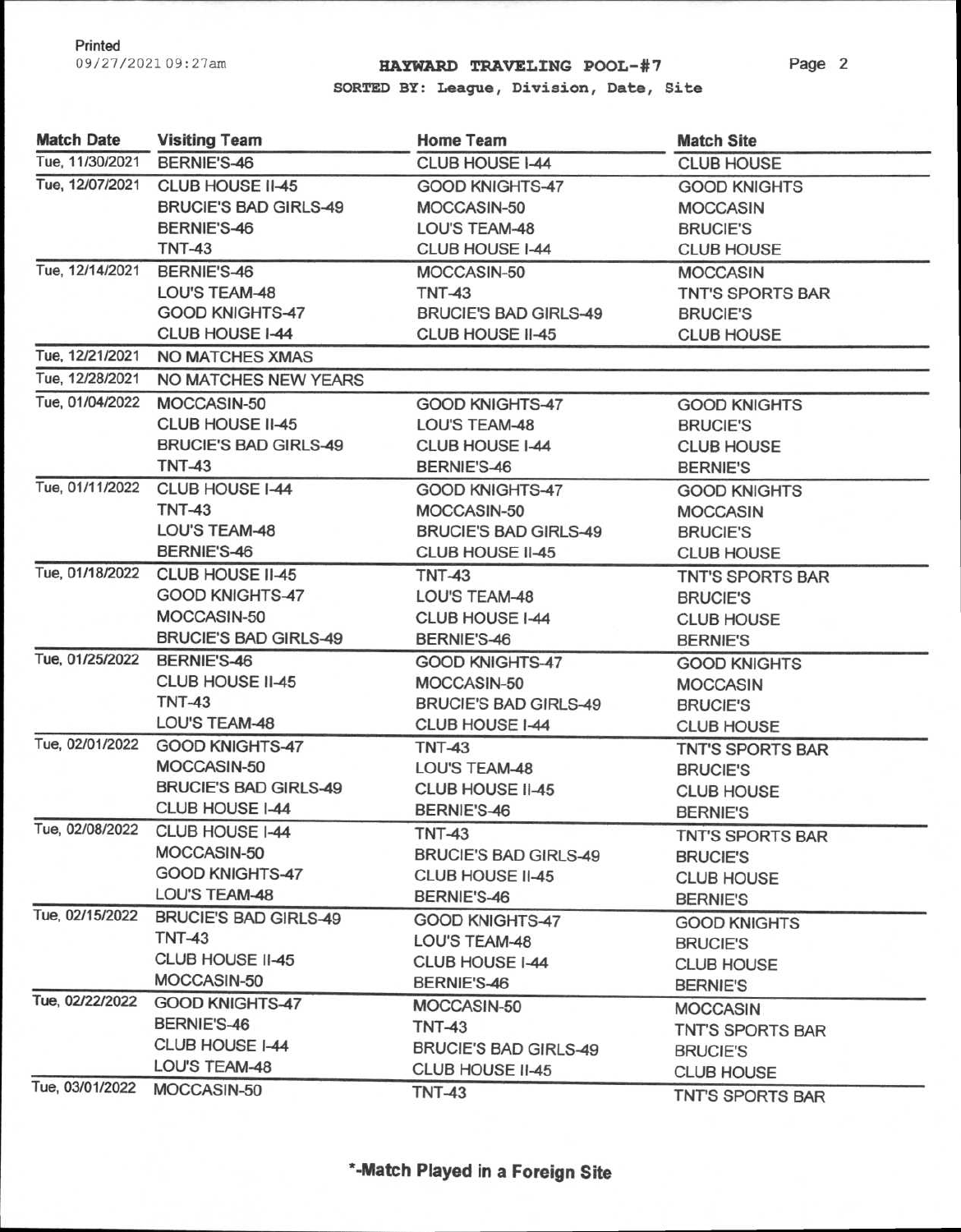# HAYWARD TRAVELING POOL-#7

SORTED BY: League, Division, Date, Site

| Match Date | Visiting Team | Home Team | Match Site |
|---|---|---|---|
| Tue, 11/30/2021 | BERNIE'S-46 | CLUB HOUSE I-44 | CLUB HOUSE |
| Tue, 12/07/2021 | CLUB HOUSE II-45 | GOOD KNIGHTS-47 | GOOD KNIGHTS |
| | BRUCIE'S BAD GIRLS-49 | MOCCASIN-50 | MOCCASIN |
| | BERNIE'S-46 | LOU'S TEAM-48 | BRUCIE'S |
| | TNT-43 | CLUB HOUSE I-44 | CLUB HOUSE |
| Tue, 12/14/2021 | BERNIE'S-46 | MOCCASIN-50 | MOCCASIN |
| | LOU'S TEAM-48 | TNT-43 | TNT'S SPORTS BAR |
| | GOOD KNIGHTS-47 | BRUCIE'S BAD GIRLS-49 | BRUCIE'S |
| | CLUB HOUSE I-44 | CLUB HOUSE II-45 | CLUB HOUSE |
| Tue, 12/21/2021 | NO MATCHES XMAS | | |
| Tue, 12/28/2021 | NO MATCHES NEW YEARS | | |
| Tue, 01/04/2022 | MOCCASIN-50 | GOOD KNIGHTS-47 | GOOD KNIGHTS |
| | CLUB HOUSE II-45 | LOU'S TEAM-48 | BRUCIE'S |
| | BRUCIE'S BAD GIRLS-49 | CLUB HOUSE I-44 | CLUB HOUSE |
| | TNT-43 | BERNIE'S-46 | BERNIE'S |
| Tue, 01/11/2022 | CLUB HOUSE I-44 | GOOD KNIGHTS-47 | GOOD KNIGHTS |
| | TNT-43 | MOCCASIN-50 | MOCCASIN |
| | LOU'S TEAM-48 | BRUCIE'S BAD GIRLS-49 | BRUCIE'S |
| | BERNIE'S-46 | CLUB HOUSE II-45 | CLUB HOUSE |
| Tue, 01/18/2022 | CLUB HOUSE II-45 | TNT-43 | TNT'S SPORTS BAR |
| | GOOD KNIGHTS-47 | LOU'S TEAM-48 | BRUCIE'S |
| | MOCCASIN-50 | CLUB HOUSE I-44 | CLUB HOUSE |
| | BRUCIE'S BAD GIRLS-49 | BERNIE'S-46 | BERNIE'S |
| Tue, 01/25/2022 | BERNIE'S-46 | GOOD KNIGHTS-47 | GOOD KNIGHTS |
| | CLUB HOUSE II-45 | MOCCASIN-50 | MOCCASIN |
| | TNT-43 | BRUCIE'S BAD GIRLS-49 | BRUCIE'S |
| | LOU'S TEAM-48 | CLUB HOUSE I-44 | CLUB HOUSE |
| Tue, 02/01/2022 | GOOD KNIGHTS-47 | TNT-43 | TNT'S SPORTS BAR |
| | MOCCASIN-50 | LOU'S TEAM-48 | BRUCIE'S |
| | BRUCIE'S BAD GIRLS-49 | CLUB HOUSE II-45 | CLUB HOUSE |
| | CLUB HOUSE I-44 | BERNIE'S-46 | BERNIE'S |
| Tue, 02/08/2022 | CLUB HOUSE I-44 | TNT-43 | TNT'S SPORTS BAR |
| | MOCCASIN-50 | BRUCIE'S BAD GIRLS-49 | BRUCIE'S |
| | GOOD KNIGHTS-47 | CLUB HOUSE II-45 | CLUB HOUSE |
| | LOU'S TEAM-48 | BERNIE'S-46 | BERNIE'S |
| Tue, 02/15/2022 | BRUCIE'S BAD GIRLS-49 | GOOD KNIGHTS-47 | GOOD KNIGHTS |
| | TNT-43 | LOU'S TEAM-48 | BRUCIE'S |
| | CLUB HOUSE II-45 | CLUB HOUSE I-44 | CLUB HOUSE |
| | MOCCASIN-50 | BERNIE'S-46 | BERNIE'S |
| Tue, 02/22/2022 | GOOD KNIGHTS-47 | MOCCASIN-50 | MOCCASIN |
| | BERNIE'S-46 | TNT-43 | TNT'S SPORTS BAR |
| | CLUB HOUSE I-44 | BRUCIE'S BAD GIRLS-49 | BRUCIE'S |
| | LOU'S TEAM-48 | CLUB HOUSE II-45 | CLUB HOUSE |
| Tue, 03/01/2022 | MOCCASIN-50 | TNT-43 | TNT'S SPORTS BAR |

**\*-Match Played in a Foreign Site**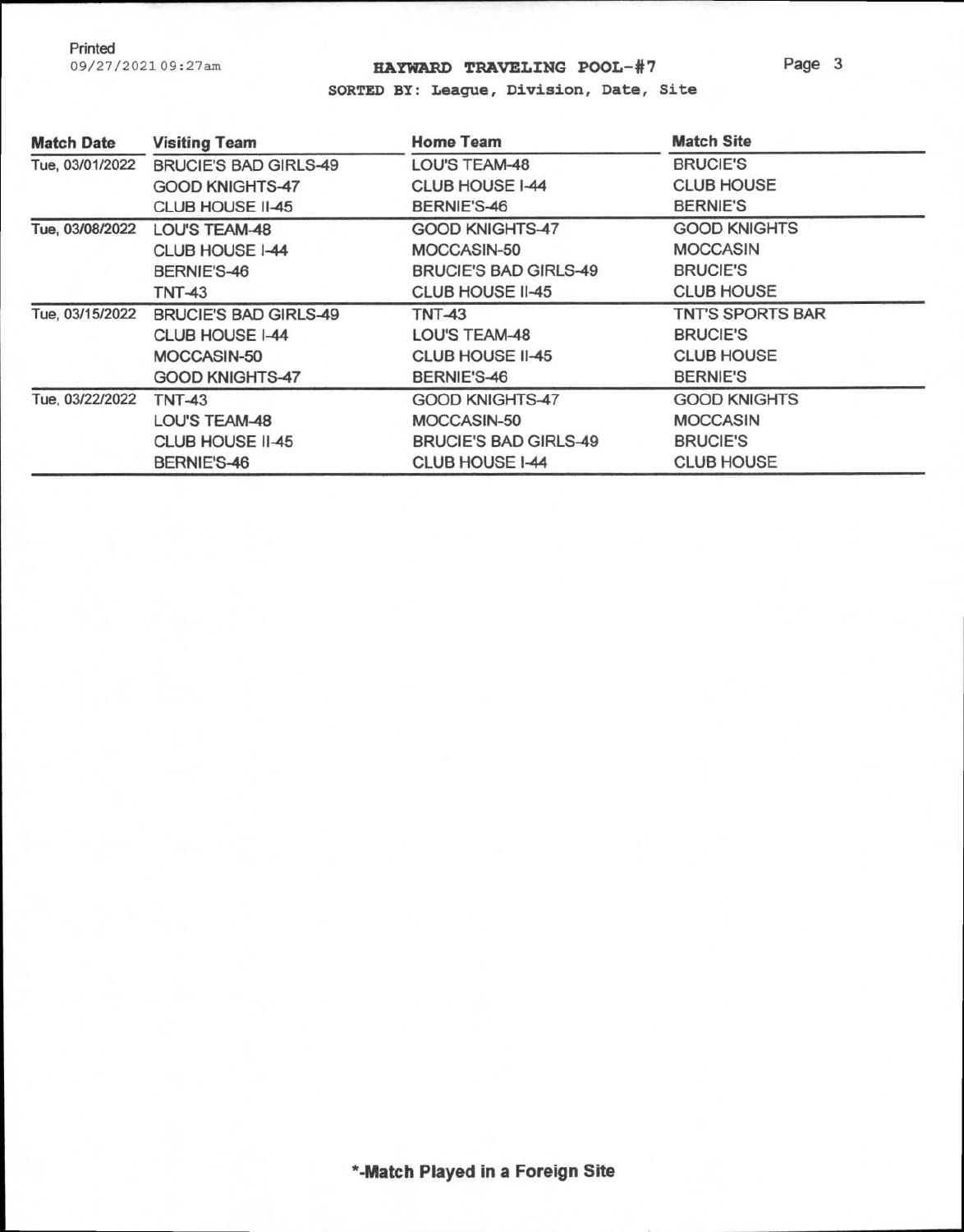Printed
09/27/2021 09:27am

# HAYWARD TRAVELING POOL-#7

SORTED BY: League, Division, Date, Site

| Match Date | Visiting Team | Home Team | Match Site |
| --- | --- | --- | --- |
| Tue, 03/01/2022 | BRUCIE'S BAD GIRLS-49 | LOU'S TEAM-48 | BRUCIE'S |
| | GOOD KNIGHTS-47 | CLUB HOUSE I-44 | CLUB HOUSE |
| | CLUB HOUSE II-45 | BERNIE'S-46 | BERNIE'S |
| Tue, 03/08/2022 | LOU'S TEAM-48 | GOOD KNIGHTS-47 | GOOD KNIGHTS |
| | CLUB HOUSE I-44 | MOCCASIN-50 | MOCCASIN |
| | BERNIE'S-46 | BRUCIE'S BAD GIRLS-49 | BRUCIE'S |
| | TNT-43 | CLUB HOUSE II-45 | CLUB HOUSE |
| Tue, 03/15/2022 | BRUCIE'S BAD GIRLS-49 | TNT-43 | TNT'S SPORTS BAR |
| | CLUB HOUSE I-44 | LOU'S TEAM-48 | BRUCIE'S |
| | MOCCASIN-50 | CLUB HOUSE II-45 | CLUB HOUSE |
| | GOOD KNIGHTS-47 | BERNIE'S-46 | BERNIE'S |
| Tue, 03/22/2022 | TNT-43 | GOOD KNIGHTS-47 | GOOD KNIGHTS |
| | LOU'S TEAM-48 | MOCCASIN-50 | MOCCASIN |
| | CLUB HOUSE II-45 | BRUCIE'S BAD GIRLS-49 | BRUCIE'S |
| | BERNIE'S-46 | CLUB HOUSE I-44 | CLUB HOUSE |

**\*-Match Played in a Foreign Site**